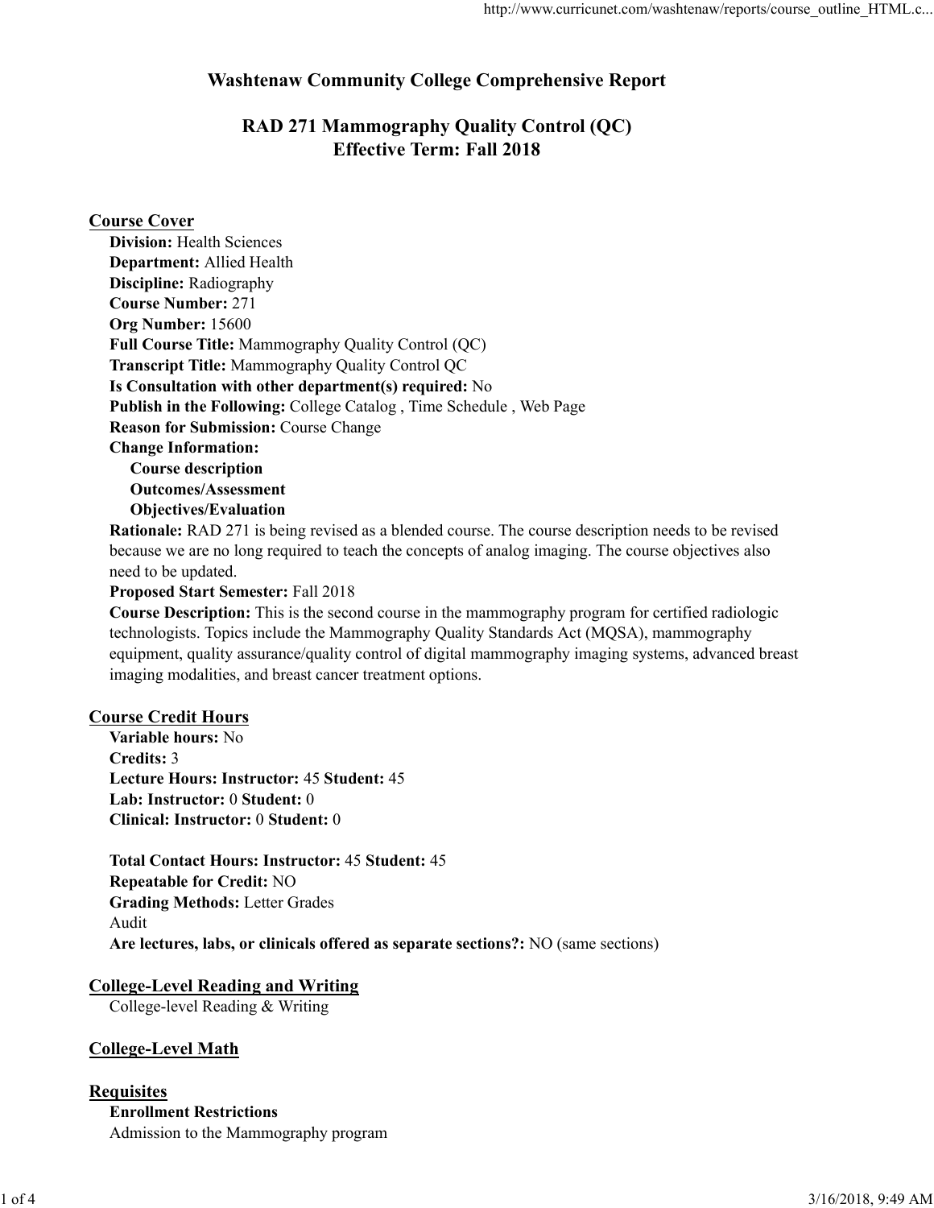# Washtenaw Community College Comprehensive Report

## RAD 271 Mammography Quality Control (QC)
## Effective Term: Fall 2018

### Course Cover

**Division:** Health Sciences
**Department:** Allied Health
**Discipline:** Radiography
**Course Number:** 271
**Org Number:** 15600
**Full Course Title:** Mammography Quality Control (QC)
**Transcript Title:** Mammography Quality Control QC
**Is Consultation with other department(s) required:** No
**Publish in the Following:** College Catalog , Time Schedule , Web Page
**Reason for Submission:** Course Change
**Change Information:**

- **Course description**
- **Outcomes/Assessment**
- **Objectives/Evaluation**

**Rationale:** RAD 271 is being revised as a blended course. The course description needs to be revised because we are no long required to teach the concepts of analog imaging. The course objectives also need to be updated.
**Proposed Start Semester:** Fall 2018
**Course Description:** This is the second course in the mammography program for certified radiologic technologists. Topics include the Mammography Quality Standards Act (MQSA), mammography equipment, quality assurance/quality control of digital mammography imaging systems, advanced breast imaging modalities, and breast cancer treatment options.

### Course Credit Hours

**Variable hours:** No
**Credits:** 3
**Lecture Hours: Instructor:** 45 **Student:** 45
**Lab: Instructor:** 0 **Student:** 0
**Clinical: Instructor:** 0 **Student:** 0

**Total Contact Hours: Instructor:** 45 **Student:** 45
**Repeatable for Credit:** NO
**Grading Methods:** Letter Grades
Audit
**Are lectures, labs, or clinicals offered as separate sections?:** NO (same sections)

### College-Level Reading and Writing

College-level Reading & Writing

### College-Level Math

### Requisites

**Enrollment Restrictions**
Admission to the Mammography program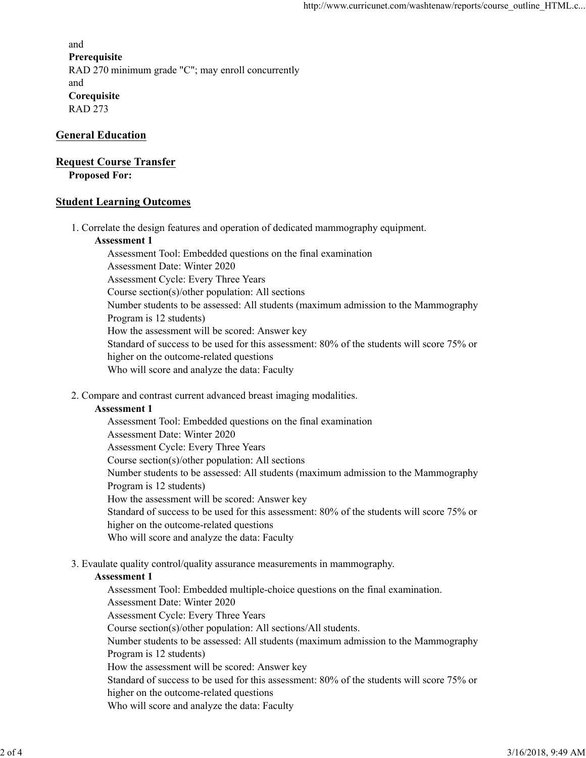and

**Prerequisite**

RAD 270 minimum grade "C"; may enroll concurrently

and

**Corequisite**

RAD 273

## General Education

## Request Course Transfer

**Proposed For:**

## Student Learning Outcomes

1. Correlate the design features and operation of dedicated mammography equipment.

   **Assessment 1**

   Assessment Tool: Embedded questions on the final examination
   Assessment Date: Winter 2020
   Assessment Cycle: Every Three Years
   Course section(s)/other population: All sections
   Number students to be assessed: All students (maximum admission to the Mammography Program is 12 students)
   How the assessment will be scored: Answer key
   Standard of success to be used for this assessment: 80% of the students will score 75% or higher on the outcome-related questions
   Who will score and analyze the data: Faculty

2. Compare and contrast current advanced breast imaging modalities.

   **Assessment 1**

   Assessment Tool: Embedded questions on the final examination
   Assessment Date: Winter 2020
   Assessment Cycle: Every Three Years
   Course section(s)/other population: All sections
   Number students to be assessed: All students (maximum admission to the Mammography Program is 12 students)
   How the assessment will be scored: Answer key
   Standard of success to be used for this assessment: 80% of the students will score 75% or higher on the outcome-related questions
   Who will score and analyze the data: Faculty

3. Evaulate quality control/quality assurance measurements in mammography.

   **Assessment 1**

   Assessment Tool: Embedded multiple-choice questions on the final examination.
   Assessment Date: Winter 2020
   Assessment Cycle: Every Three Years
   Course section(s)/other population: All sections/All students.
   Number students to be assessed: All students (maximum admission to the Mammography Program is 12 students)
   How the assessment will be scored: Answer key
   Standard of success to be used for this assessment: 80% of the students will score 75% or higher on the outcome-related questions
   Who will score and analyze the data: Faculty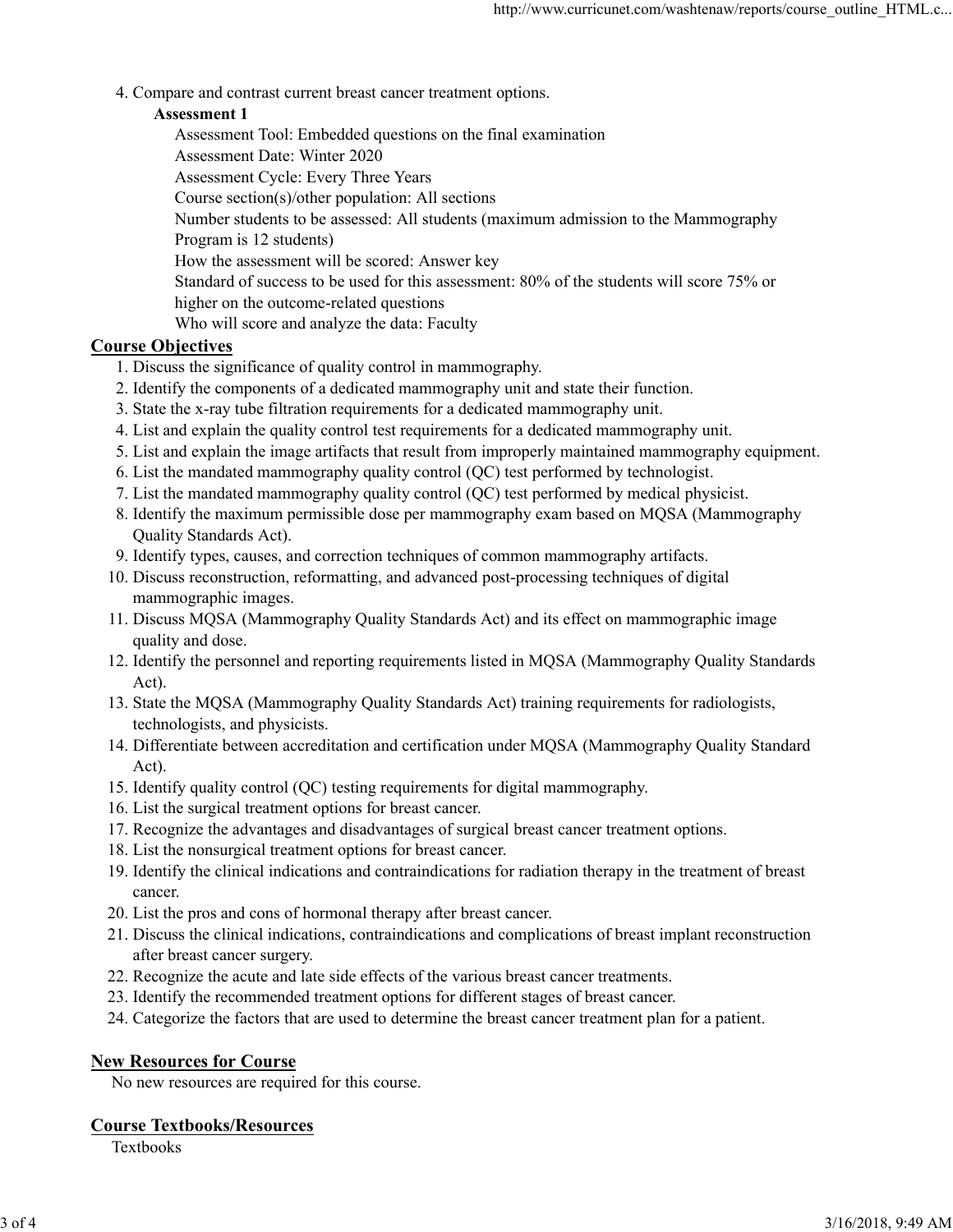4. Compare and contrast current breast cancer treatment options.

   **Assessment 1**

   Assessment Tool: Embedded questions on the final examination
   Assessment Date: Winter 2020
   Assessment Cycle: Every Three Years
   Course section(s)/other population: All sections
   Number students to be assessed: All students (maximum admission to the Mammography Program is 12 students)
   How the assessment will be scored: Answer key
   Standard of success to be used for this assessment: 80% of the students will score 75% or higher on the outcome-related questions
   Who will score and analyze the data: Faculty

## Course Objectives

1. Discuss the significance of quality control in mammography.
2. Identify the components of a dedicated mammography unit and state their function.
3. State the x-ray tube filtration requirements for a dedicated mammography unit.
4. List and explain the quality control test requirements for a dedicated mammography unit.
5. List and explain the image artifacts that result from improperly maintained mammography equipment.
6. List the mandated mammography quality control (QC) test performed by technologist.
7. List the mandated mammography quality control (QC) test performed by medical physicist.
8. Identify the maximum permissible dose per mammography exam based on MQSA (Mammography Quality Standards Act).
9. Identify types, causes, and correction techniques of common mammography artifacts.
10. Discuss reconstruction, reformatting, and advanced post-processing techniques of digital mammographic images.
11. Discuss MQSA (Mammography Quality Standards Act) and its effect on mammographic image quality and dose.
12. Identify the personnel and reporting requirements listed in MQSA (Mammography Quality Standards Act).
13. State the MQSA (Mammography Quality Standards Act) training requirements for radiologists, technologists, and physicists.
14. Differentiate between accreditation and certification under MQSA (Mammography Quality Standard Act).
15. Identify quality control (QC) testing requirements for digital mammography.
16. List the surgical treatment options for breast cancer.
17. Recognize the advantages and disadvantages of surgical breast cancer treatment options.
18. List the nonsurgical treatment options for breast cancer.
19. Identify the clinical indications and contraindications for radiation therapy in the treatment of breast cancer.
20. List the pros and cons of hormonal therapy after breast cancer.
21. Discuss the clinical indications, contraindications and complications of breast implant reconstruction after breast cancer surgery.
22. Recognize the acute and late side effects of the various breast cancer treatments.
23. Identify the recommended treatment options for different stages of breast cancer.
24. Categorize the factors that are used to determine the breast cancer treatment plan for a patient.

## New Resources for Course

No new resources are required for this course.

## Course Textbooks/Resources

Textbooks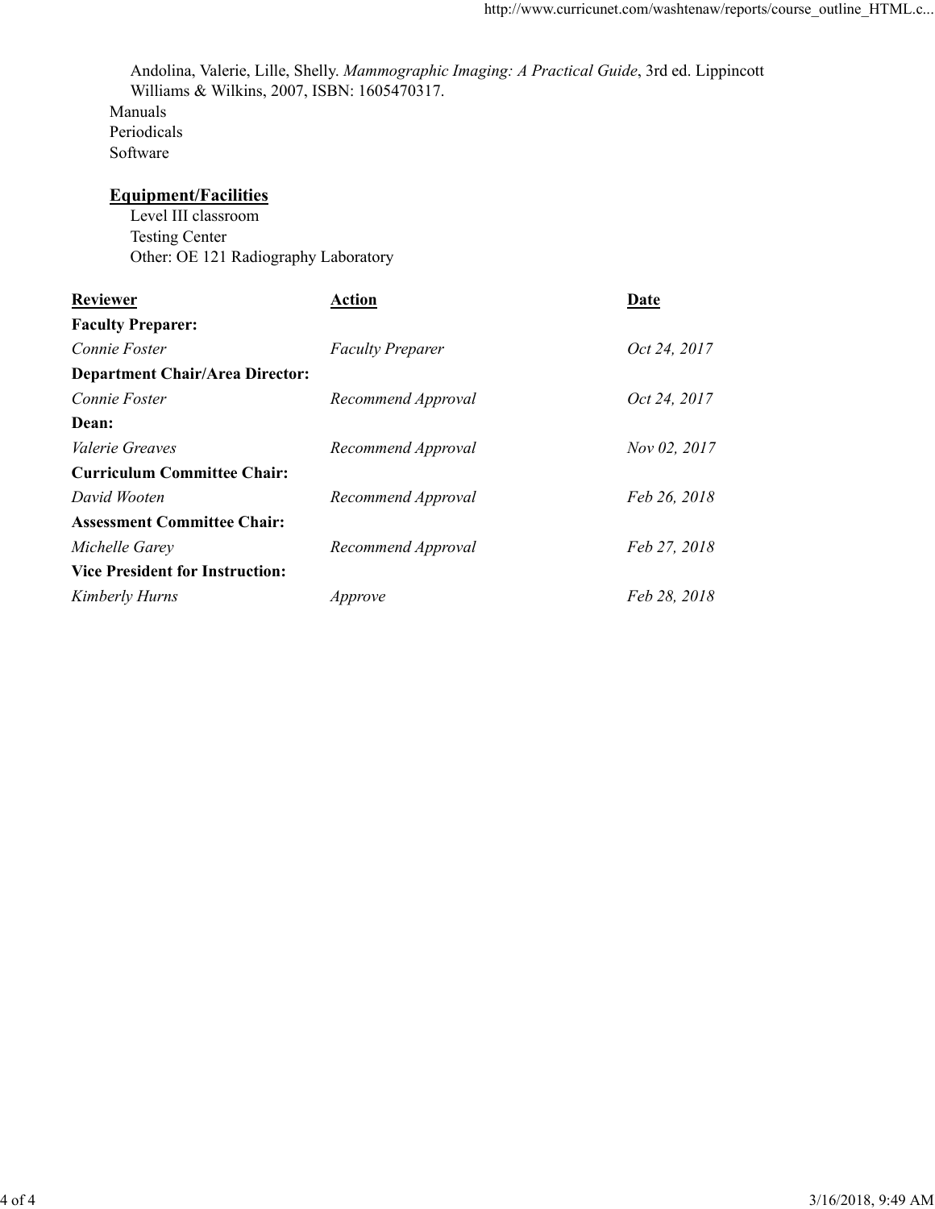Andolina, Valerie, Lille, Shelly. *Mammographic Imaging: A Practical Guide*, 3rd ed. Lippincott Williams & Wilkins, 2007, ISBN: 1605470317.

Manuals

Periodicals

Software

**Equipment/Facilities**

Level III classroom

Testing Center

Other: OE 121 Radiography Laboratory

| Reviewer | Action | Date |
|---|---|---|
| **Faculty Preparer:** | | |
| *Connie Foster* | *Faculty Preparer* | *Oct 24, 2017* |
| **Department Chair/Area Director:** | | |
| *Connie Foster* | *Recommend Approval* | *Oct 24, 2017* |
| **Dean:** | | |
| *Valerie Greaves* | *Recommend Approval* | *Nov 02, 2017* |
| **Curriculum Committee Chair:** | | |
| *David Wooten* | *Recommend Approval* | *Feb 26, 2018* |
| **Assessment Committee Chair:** | | |
| *Michelle Garey* | *Recommend Approval* | *Feb 27, 2018* |
| **Vice President for Instruction:** | | |
| *Kimberly Hurns* | *Approve* | *Feb 28, 2018* |